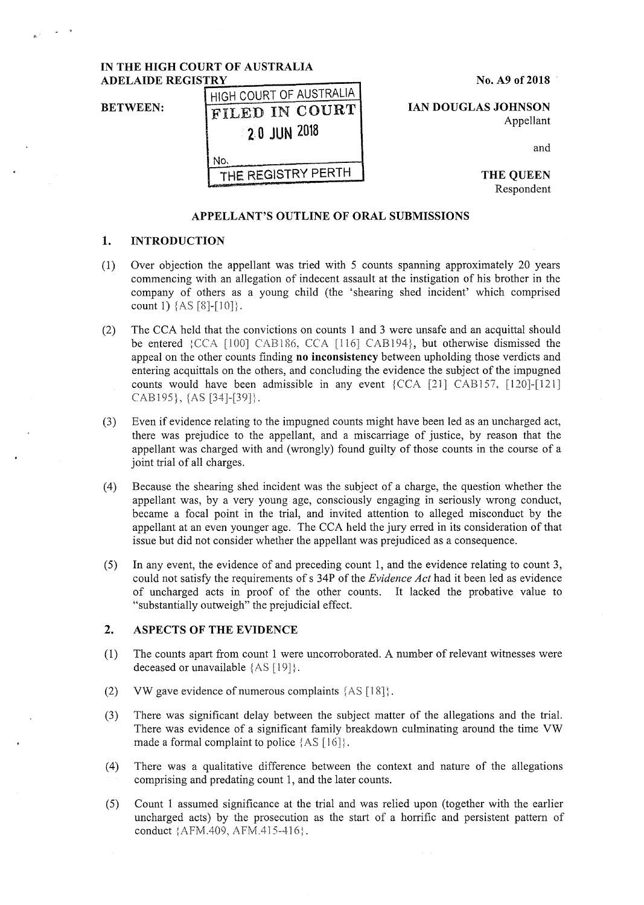IN THE HIGH COURT OF AUSTRALIA
ADELAIDE REGISTRY

No. A9 of 2018

HIGH COURT OF AUSTRALIA
FILED IN COURT
20 JUN 2018
No.
THE REGISTRY PERTH

BETWEEN:

**IAN DOUGLAS JOHNSON**
Appellant

and

**THE QUEEN**
Respondent

## APPELLANT'S OUTLINE OF ORAL SUBMISSIONS

### 1. INTRODUCTION

(1) Over objection the appellant was tried with 5 counts spanning approximately 20 years commencing with an allegation of indecent assault at the instigation of his brother in the company of others as a young child (the 'shearing shed incident' which comprised count 1) {AS [8]-[10]}.

(2) The CCA held that the convictions on counts 1 and 3 were unsafe and an acquittal should be entered {CCA [100] CAB186, CCA [116] CAB194}, but otherwise dismissed the appeal on the other counts finding **no inconsistency** between upholding those verdicts and entering acquittals on the others, and concluding the evidence the subject of the impugned counts would have been admissible in any event {CCA [21] CAB157, [120]-[121] CAB195}, {AS [34]-[39]}.

(3) Even if evidence relating to the impugned counts might have been led as an uncharged act, there was prejudice to the appellant, and a miscarriage of justice, by reason that the appellant was charged with and (wrongly) found guilty of those counts in the course of a joint trial of all charges.

(4) Because the shearing shed incident was the subject of a charge, the question whether the appellant was, by a very young age, consciously engaging in seriously wrong conduct, became a focal point in the trial, and invited attention to alleged misconduct by the appellant at an even younger age. The CCA held the jury erred in its consideration of that issue but did not consider whether the appellant was prejudiced as a consequence.

(5) In any event, the evidence of and preceding count 1, and the evidence relating to count 3, could not satisfy the requirements of s 34P of the *Evidence Act* had it been led as evidence of uncharged acts in proof of the other counts. It lacked the probative value to "substantially outweigh" the prejudicial effect.

### 2. ASPECTS OF THE EVIDENCE

(1) The counts apart from count 1 were uncorroborated. A number of relevant witnesses were deceased or unavailable {AS [19]}.

(2) VW gave evidence of numerous complaints {AS [18]}.

(3) There was significant delay between the subject matter of the allegations and the trial. There was evidence of a significant family breakdown culminating around the time VW made a formal complaint to police {AS [16]}.

(4) There was a qualitative difference between the context and nature of the allegations comprising and predating count 1, and the later counts.

(5) Count 1 assumed significance at the trial and was relied upon (together with the earlier uncharged acts) by the prosecution as the start of a horrific and persistent pattern of conduct {AFM.409, AFM.415-416}.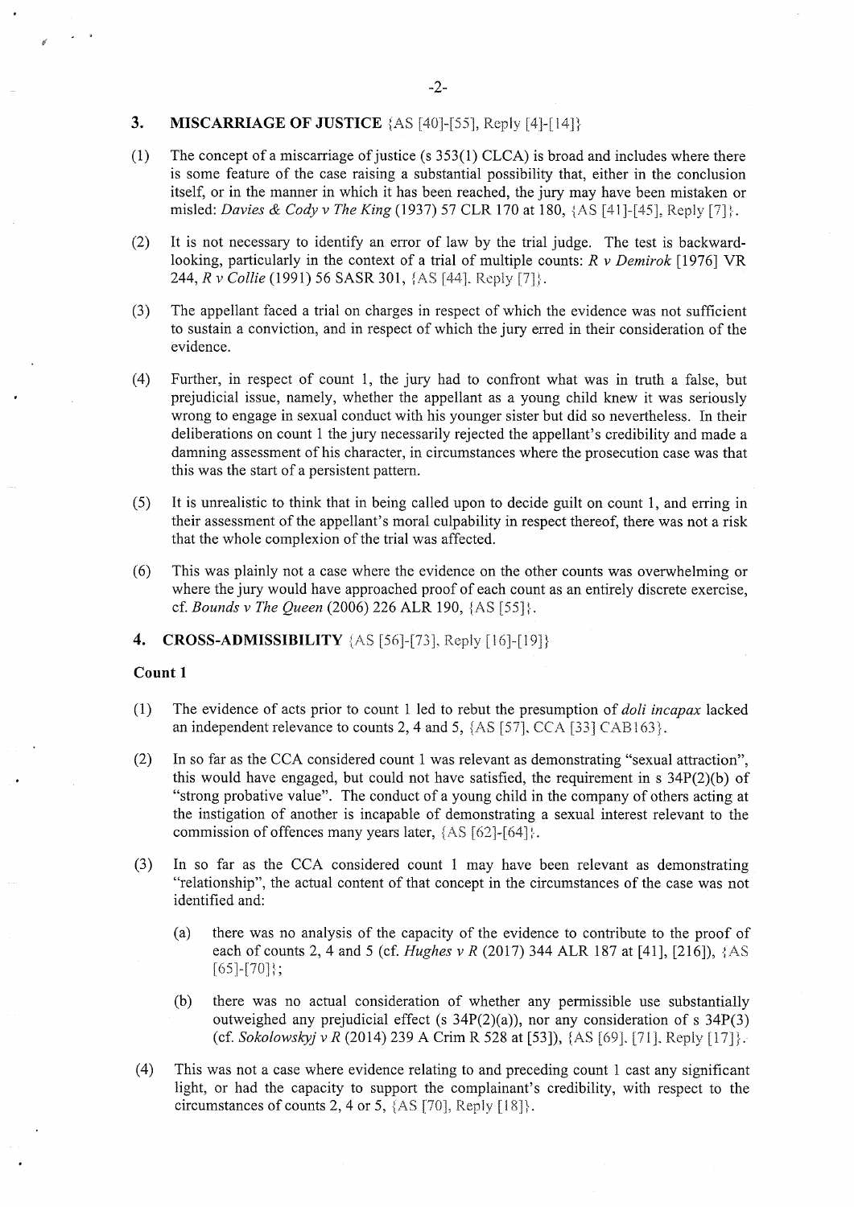## 3. MISCARRIAGE OF JUSTICE {AS [40]-[55], Reply [4]-[14]}

(1) The concept of a miscarriage of justice (s 353(1) CLCA) is broad and includes where there is some feature of the case raising a substantial possibility that, either in the conclusion itself, or in the manner in which it has been reached, the jury may have been mistaken or misled: *Davies & Cody v The King* (1937) 57 CLR 170 at 180, {AS [41]-[45], Reply [7]}.

(2) It is not necessary to identify an error of law by the trial judge. The test is backward-looking, particularly in the context of a trial of multiple counts: *R v Demirok* [1976] VR 244, *R v Collie* (1991) 56 SASR 301, {AS [44], Reply [7]}.

(3) The appellant faced a trial on charges in respect of which the evidence was not sufficient to sustain a conviction, and in respect of which the jury erred in their consideration of the evidence.

(4) Further, in respect of count 1, the jury had to confront what was in truth a false, but prejudicial issue, namely, whether the appellant as a young child knew it was seriously wrong to engage in sexual conduct with his younger sister but did so nevertheless. In their deliberations on count 1 the jury necessarily rejected the appellant's credibility and made a damning assessment of his character, in circumstances where the prosecution case was that this was the start of a persistent pattern.

(5) It is unrealistic to think that in being called upon to decide guilt on count 1, and erring in their assessment of the appellant's moral culpability in respect thereof, there was not a risk that the whole complexion of the trial was affected.

(6) This was plainly not a case where the evidence on the other counts was overwhelming or where the jury would have approached proof of each count as an entirely discrete exercise, cf. *Bounds v The Queen* (2006) 226 ALR 190, {AS [55]}.

## 4. CROSS-ADMISSIBILITY {AS [56]-[73], Reply [16]-[19]}

### Count 1

(1) The evidence of acts prior to count 1 led to rebut the presumption of *doli incapax* lacked an independent relevance to counts 2, 4 and 5, {AS [57], CCA [33] CAB163}.

(2) In so far as the CCA considered count 1 was relevant as demonstrating "sexual attraction", this would have engaged, but could not have satisfied, the requirement in s 34P(2)(b) of "strong probative value". The conduct of a young child in the company of others acting at the instigation of another is incapable of demonstrating a sexual interest relevant to the commission of offences many years later, {AS [62]-[64]}.

(3) In so far as the CCA considered count 1 may have been relevant as demonstrating "relationship", the actual content of that concept in the circumstances of the case was not identified and:

   (a) there was no analysis of the capacity of the evidence to contribute to the proof of each of counts 2, 4 and 5 (cf. *Hughes v R* (2017) 344 ALR 187 at [41], [216]), {AS [65]-[70]};

   (b) there was no actual consideration of whether any permissible use substantially outweighed any prejudicial effect (s 34P(2)(a)), nor any consideration of s 34P(3) (cf. *Sokolowskyj v R* (2014) 239 A Crim R 528 at [53]), {AS [69], [71], Reply [17]}.

(4) This was not a case where evidence relating to and preceding count 1 cast any significant light, or had the capacity to support the complainant's credibility, with respect to the circumstances of counts 2, 4 or 5, {AS [70], Reply [18]}.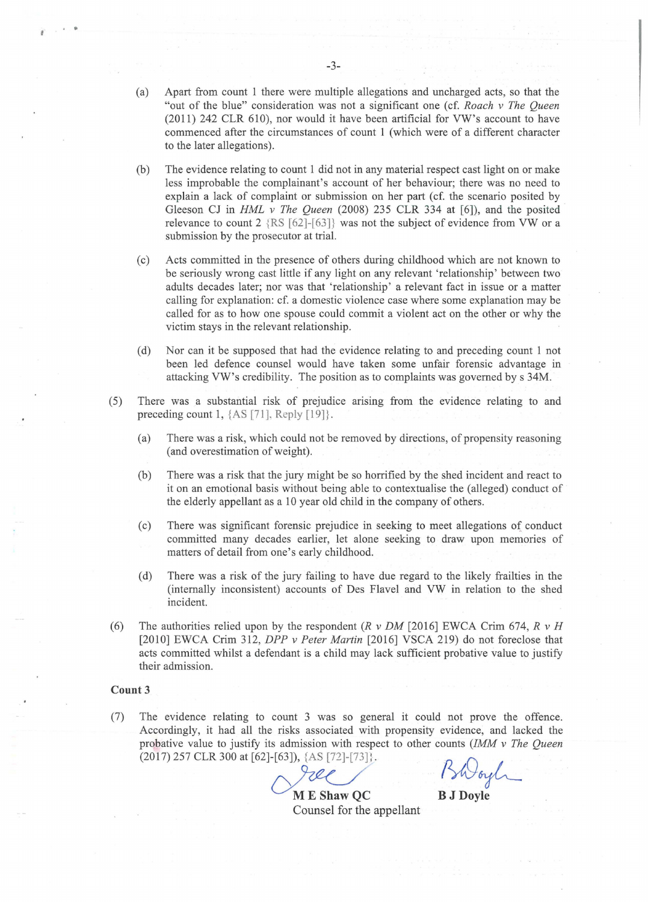(a) Apart from count 1 there were multiple allegations and uncharged acts, so that the "out of the blue" consideration was not a significant one (cf. *Roach v The Queen* (2011) 242 CLR 610), nor would it have been artificial for VW's account to have commenced after the circumstances of count 1 (which were of a different character to the later allegations).

(b) The evidence relating to count 1 did not in any material respect cast light on or make less improbable the complainant's account of her behaviour; there was no need to explain a lack of complaint or submission on her part (cf. the scenario posited by Gleeson CJ in *HML v The Queen* (2008) 235 CLR 334 at [6]), and the posited relevance to count 2 {RS [62]-[63]} was not the subject of evidence from VW or a submission by the prosecutor at trial.

(c) Acts committed in the presence of others during childhood which are not known to be seriously wrong cast little if any light on any relevant 'relationship' between two adults decades later; nor was that 'relationship' a relevant fact in issue or a matter calling for explanation: cf. a domestic violence case where some explanation may be called for as to how one spouse could commit a violent act on the other or why the victim stays in the relevant relationship.

(d) Nor can it be supposed that had the evidence relating to and preceding count 1 not been led defence counsel would have taken some unfair forensic advantage in attacking VW's credibility. The position as to complaints was governed by s 34M.

(5) There was a substantial risk of prejudice arising from the evidence relating to and preceding count 1, {AS [71], Reply [19]}.

(a) There was a risk, which could not be removed by directions, of propensity reasoning (and overestimation of weight).

(b) There was a risk that the jury might be so horrified by the shed incident and react to it on an emotional basis without being able to contextualise the (alleged) conduct of the elderly appellant as a 10 year old child in the company of others.

(c) There was significant forensic prejudice in seeking to meet allegations of conduct committed many decades earlier, let alone seeking to draw upon memories of matters of detail from one's early childhood.

(d) There was a risk of the jury failing to have due regard to the likely frailties in the (internally inconsistent) accounts of Des Flavel and VW in relation to the shed incident.

(6) The authorities relied upon by the respondent (*R v DM* [2016] EWCA Crim 674, *R v H* [2010] EWCA Crim 312, *DPP v Peter Martin* [2016] VSCA 219) do not foreclose that acts committed whilst a defendant is a child may lack sufficient probative value to justify their admission.

**Count 3**

(7) The evidence relating to count 3 was so general it could not prove the offence. Accordingly, it had all the risks associated with propensity evidence, and lacked the probative value to justify its admission with respect to other counts (*IMM v The Queen* (2017) 257 CLR 300 at [62]-[63]), {AS [72]-[73]}.

M E Shaw QC
Counsel for the appellant

B J Doyle